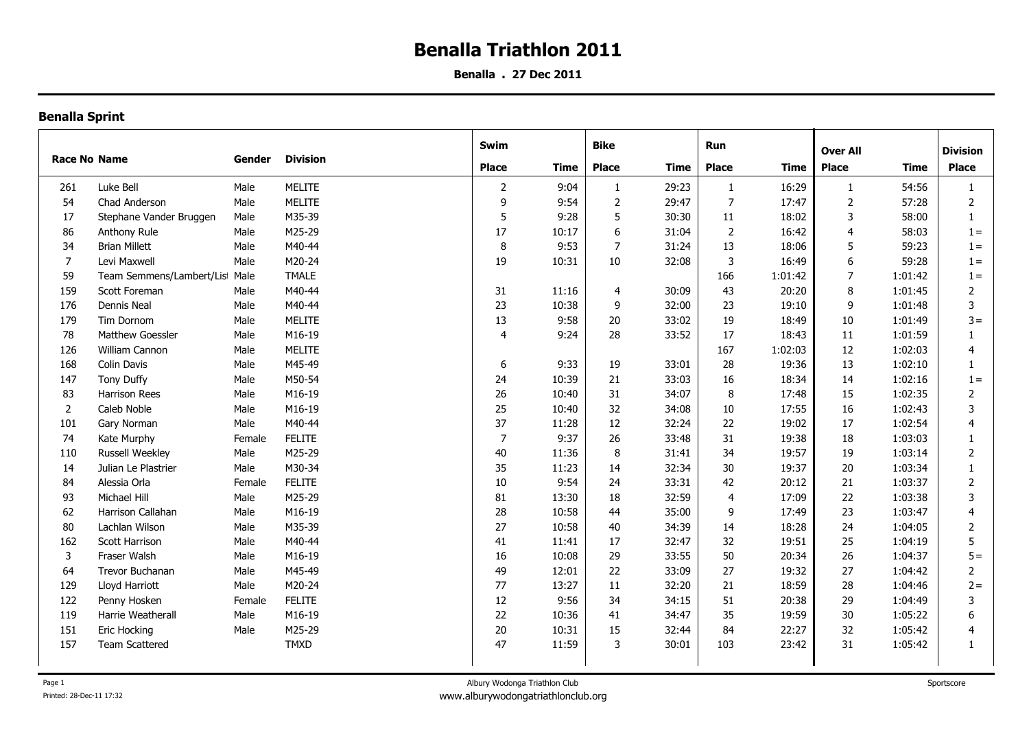# Benalla Triathlon 2011

**Benalla . 27 Dec 2011**

## Benalla Sprint

| Race No | Name | Gender | Division | Swim Place | Swim Time | Bike Place | Bike Time | Run Place | Run Time | Over All Place | Over All Time | Division Place |
|---|---|---|---|---|---|---|---|---|---|---|---|---|
| 261 | Luke Bell | Male | MELITE | 2 | 9:04 | 1 | 29:23 | 1 | 16:29 | 1 | 54:56 | 1 |
| 54 | Chad Anderson | Male | MELITE | 9 | 9:54 | 2 | 29:47 | 7 | 17:47 | 2 | 57:28 | 2 |
| 17 | Stephane Vander Bruggen | Male | M35-39 | 5 | 9:28 | 5 | 30:30 | 11 | 18:02 | 3 | 58:00 | 1 |
| 86 | Anthony Rule | Male | M25-29 | 17 | 10:17 | 6 | 31:04 | 2 | 16:42 | 4 | 58:03 | 1 = |
| 34 | Brian Millett | Male | M40-44 | 8 | 9:53 | 7 | 31:24 | 13 | 18:06 | 5 | 59:23 | 1 = |
| 7 | Levi Maxwell | Male | M20-24 | 19 | 10:31 | 10 | 32:08 | 3 | 16:49 | 6 | 59:28 | 1 = |
| 59 | Team Semmens/Lambert/Lis | Male | TMALE | | | | | 166 | 1:01:42 | 7 | 1:01:42 | 1 = |
| 159 | Scott Foreman | Male | M40-44 | 31 | 11:16 | 4 | 30:09 | 43 | 20:20 | 8 | 1:01:45 | 2 |
| 176 | Dennis Neal | Male | M40-44 | 23 | 10:38 | 9 | 32:00 | 23 | 19:10 | 9 | 1:01:48 | 3 |
| 179 | Tim Dornom | Male | MELITE | 13 | 9:58 | 20 | 33:02 | 19 | 18:49 | 10 | 1:01:49 | 3 = |
| 78 | Matthew Goessler | Male | M16-19 | 4 | 9:24 | 28 | 33:52 | 17 | 18:43 | 11 | 1:01:59 | 1 |
| 126 | William Cannon | Male | MELITE | | | | | 167 | 1:02:03 | 12 | 1:02:03 | 4 |
| 168 | Colin Davis | Male | M45-49 | 6 | 9:33 | 19 | 33:01 | 28 | 19:36 | 13 | 1:02:10 | 1 |
| 147 | Tony Duffy | Male | M50-54 | 24 | 10:39 | 21 | 33:03 | 16 | 18:34 | 14 | 1:02:16 | 1 = |
| 83 | Harrison Rees | Male | M16-19 | 26 | 10:40 | 31 | 34:07 | 8 | 17:48 | 15 | 1:02:35 | 2 |
| 2 | Caleb Noble | Male | M16-19 | 25 | 10:40 | 32 | 34:08 | 10 | 17:55 | 16 | 1:02:43 | 3 |
| 101 | Gary Norman | Male | M40-44 | 37 | 11:28 | 12 | 32:24 | 22 | 19:02 | 17 | 1:02:54 | 4 |
| 74 | Kate Murphy | Female | FELITE | 7 | 9:37 | 26 | 33:48 | 31 | 19:38 | 18 | 1:03:03 | 1 |
| 110 | Russell Weekley | Male | M25-29 | 40 | 11:36 | 8 | 31:41 | 34 | 19:57 | 19 | 1:03:14 | 2 |
| 14 | Julian Le Plastrier | Male | M30-34 | 35 | 11:23 | 14 | 32:34 | 30 | 19:37 | 20 | 1:03:34 | 1 |
| 84 | Alessia Orla | Female | FELITE | 10 | 9:54 | 24 | 33:31 | 42 | 20:12 | 21 | 1:03:37 | 2 |
| 93 | Michael Hill | Male | M25-29 | 81 | 13:30 | 18 | 32:59 | 4 | 17:09 | 22 | 1:03:38 | 3 |
| 62 | Harrison Callahan | Male | M16-19 | 28 | 10:58 | 44 | 35:00 | 9 | 17:49 | 23 | 1:03:47 | 4 |
| 80 | Lachlan Wilson | Male | M35-39 | 27 | 10:58 | 40 | 34:39 | 14 | 18:28 | 24 | 1:04:05 | 2 |
| 162 | Scott Harrison | Male | M40-44 | 41 | 11:41 | 17 | 32:47 | 32 | 19:51 | 25 | 1:04:19 | 5 |
| 3 | Fraser Walsh | Male | M16-19 | 16 | 10:08 | 29 | 33:55 | 50 | 20:34 | 26 | 1:04:37 | 5 = |
| 64 | Trevor Buchanan | Male | M45-49 | 49 | 12:01 | 22 | 33:09 | 27 | 19:32 | 27 | 1:04:42 | 2 |
| 129 | Lloyd Harriott | Male | M20-24 | 77 | 13:27 | 11 | 32:20 | 21 | 18:59 | 28 | 1:04:46 | 2 = |
| 122 | Penny Hosken | Female | FELITE | 12 | 9:56 | 34 | 34:15 | 51 | 20:38 | 29 | 1:04:49 | 3 |
| 119 | Harrie Weatherall | Male | M16-19 | 22 | 10:36 | 41 | 34:47 | 35 | 19:59 | 30 | 1:05:22 | 6 |
| 151 | Eric Hocking | Male | M25-29 | 20 | 10:31 | 15 | 32:44 | 84 | 22:27 | 32 | 1:05:42 | 4 |
| 157 | Team Scattered | | TMXD | 47 | 11:59 | 3 | 30:01 | 103 | 23:42 | 31 | 1:05:42 | 1 |

Albury Wodonga Triathlon Club
www.alburywodongatriathlonclub.org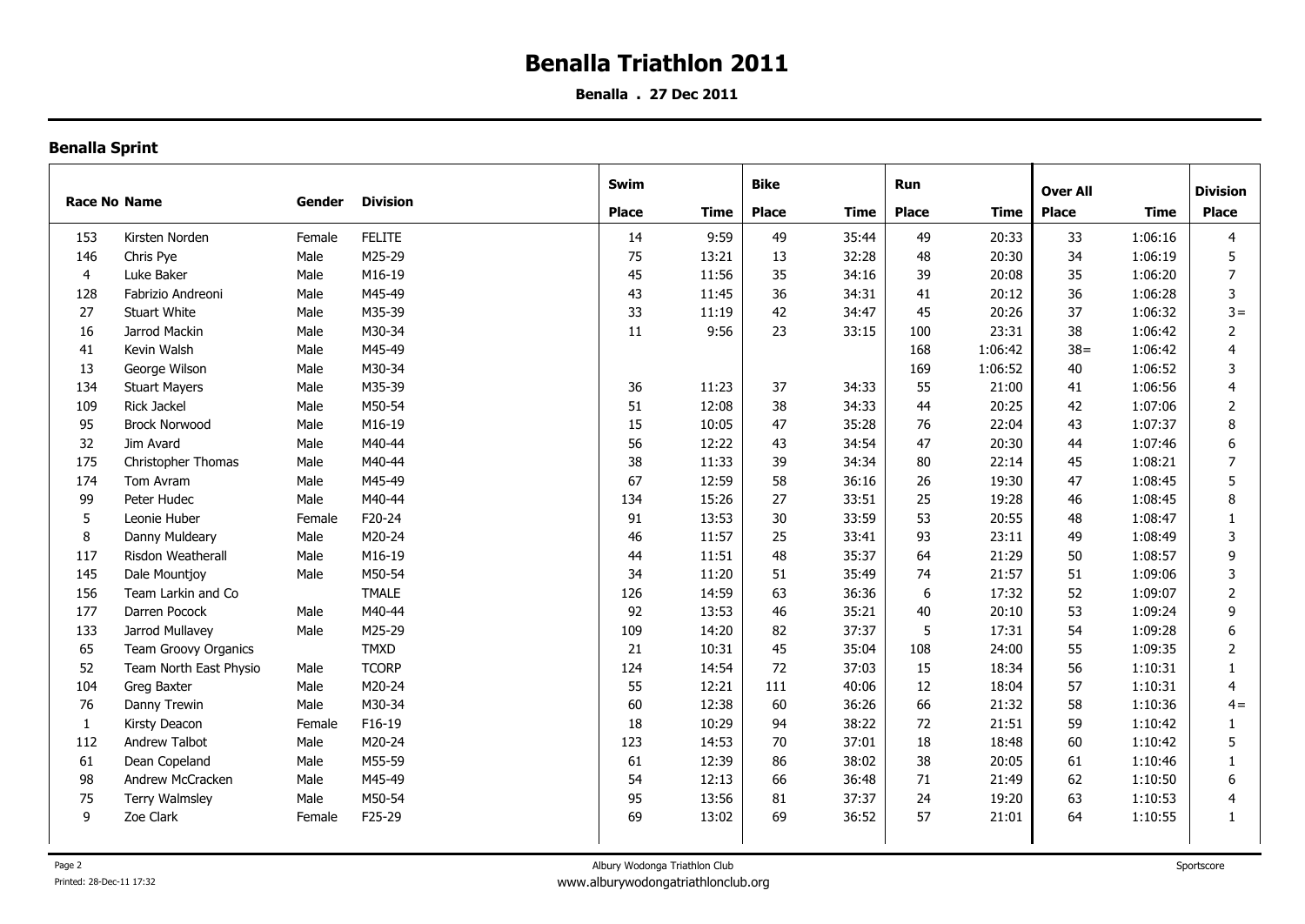# Benalla Triathlon 2011

**Benalla . 27 Dec 2011**

## Benalla Sprint

| Race No | Name | Gender | Division | Swim Place | Swim Time | Bike Place | Bike Time | Run Place | Run Time | Over All Place | Over All Time | Division Place |
|---|---|---|---|---|---|---|---|---|---|---|---|---|
| 153 | Kirsten Norden | Female | FELITE | 14 | 9:59 | 49 | 35:44 | 49 | 20:33 | 33 | 1:06:16 | 4 |
| 146 | Chris Pye | Male | M25-29 | 75 | 13:21 | 13 | 32:28 | 48 | 20:30 | 34 | 1:06:19 | 5 |
| 4 | Luke Baker | Male | M16-19 | 45 | 11:56 | 35 | 34:16 | 39 | 20:08 | 35 | 1:06:20 | 7 |
| 128 | Fabrizio Andreoni | Male | M45-49 | 43 | 11:45 | 36 | 34:31 | 41 | 20:12 | 36 | 1:06:28 | 3 |
| 27 | Stuart White | Male | M35-39 | 33 | 11:19 | 42 | 34:47 | 45 | 20:26 | 37 | 1:06:32 | 3= |
| 16 | Jarrod Mackin | Male | M30-34 | 11 | 9:56 | 23 | 33:15 | 100 | 23:31 | 38 | 1:06:42 | 2 |
| 41 | Kevin Walsh | Male | M45-49 | | | | | 168 | 1:06:42 | 38= | 1:06:42 | 4 |
| 13 | George Wilson | Male | M30-34 | | | | | 169 | 1:06:52 | 40 | 1:06:52 | 3 |
| 134 | Stuart Mayers | Male | M35-39 | 36 | 11:23 | 37 | 34:33 | 55 | 21:00 | 41 | 1:06:56 | 4 |
| 109 | Rick Jackel | Male | M50-54 | 51 | 12:08 | 38 | 34:33 | 44 | 20:25 | 42 | 1:07:06 | 2 |
| 95 | Brock Norwood | Male | M16-19 | 15 | 10:05 | 47 | 35:28 | 76 | 22:04 | 43 | 1:07:37 | 8 |
| 32 | Jim Avard | Male | M40-44 | 56 | 12:22 | 43 | 34:54 | 47 | 20:30 | 44 | 1:07:46 | 6 |
| 175 | Christopher Thomas | Male | M40-44 | 38 | 11:33 | 39 | 34:34 | 80 | 22:14 | 45 | 1:08:21 | 7 |
| 174 | Tom Avram | Male | M45-49 | 67 | 12:59 | 58 | 36:16 | 26 | 19:30 | 47 | 1:08:45 | 5 |
| 99 | Peter Hudec | Male | M40-44 | 134 | 15:26 | 27 | 33:51 | 25 | 19:28 | 46 | 1:08:45 | 8 |
| 5 | Leonie Huber | Female | F20-24 | 91 | 13:53 | 30 | 33:59 | 53 | 20:55 | 48 | 1:08:47 | 1 |
| 8 | Danny Muldeary | Male | M20-24 | 46 | 11:57 | 25 | 33:41 | 93 | 23:11 | 49 | 1:08:49 | 3 |
| 117 | Risdon Weatherall | Male | M16-19 | 44 | 11:51 | 48 | 35:37 | 64 | 21:29 | 50 | 1:08:57 | 9 |
| 145 | Dale Mountjoy | Male | M50-54 | 34 | 11:20 | 51 | 35:49 | 74 | 21:57 | 51 | 1:09:06 | 3 |
| 156 | Team Larkin and Co | | TMALE | 126 | 14:59 | 63 | 36:36 | 6 | 17:32 | 52 | 1:09:07 | 2 |
| 177 | Darren Pocock | Male | M40-44 | 92 | 13:53 | 46 | 35:21 | 40 | 20:10 | 53 | 1:09:24 | 9 |
| 133 | Jarrod Mullavey | Male | M25-29 | 109 | 14:20 | 82 | 37:37 | 5 | 17:31 | 54 | 1:09:28 | 6 |
| 65 | Team Groovy Organics | | TMXD | 21 | 10:31 | 45 | 35:04 | 108 | 24:00 | 55 | 1:09:35 | 2 |
| 52 | Team North East Physio | Male | TCORP | 124 | 14:54 | 72 | 37:03 | 15 | 18:34 | 56 | 1:10:31 | 1 |
| 104 | Greg Baxter | Male | M20-24 | 55 | 12:21 | 111 | 40:06 | 12 | 18:04 | 57 | 1:10:31 | 4 |
| 76 | Danny Trewin | Male | M30-34 | 60 | 12:38 | 60 | 36:26 | 66 | 21:32 | 58 | 1:10:36 | 4= |
| 1 | Kirsty Deacon | Female | F16-19 | 18 | 10:29 | 94 | 38:22 | 72 | 21:51 | 59 | 1:10:42 | 1 |
| 112 | Andrew Talbot | Male | M20-24 | 123 | 14:53 | 70 | 37:01 | 18 | 18:48 | 60 | 1:10:42 | 5 |
| 61 | Dean Copeland | Male | M55-59 | 61 | 12:39 | 86 | 38:02 | 38 | 20:05 | 61 | 1:10:46 | 1 |
| 98 | Andrew McCracken | Male | M45-49 | 54 | 12:13 | 66 | 36:48 | 71 | 21:49 | 62 | 1:10:50 | 6 |
| 75 | Terry Walmsley | Male | M50-54 | 95 | 13:56 | 81 | 37:37 | 24 | 19:20 | 63 | 1:10:53 | 4 |
| 9 | Zoe Clark | Female | F25-29 | 69 | 13:02 | 69 | 36:52 | 57 | 21:01 | 64 | 1:10:55 | 1 |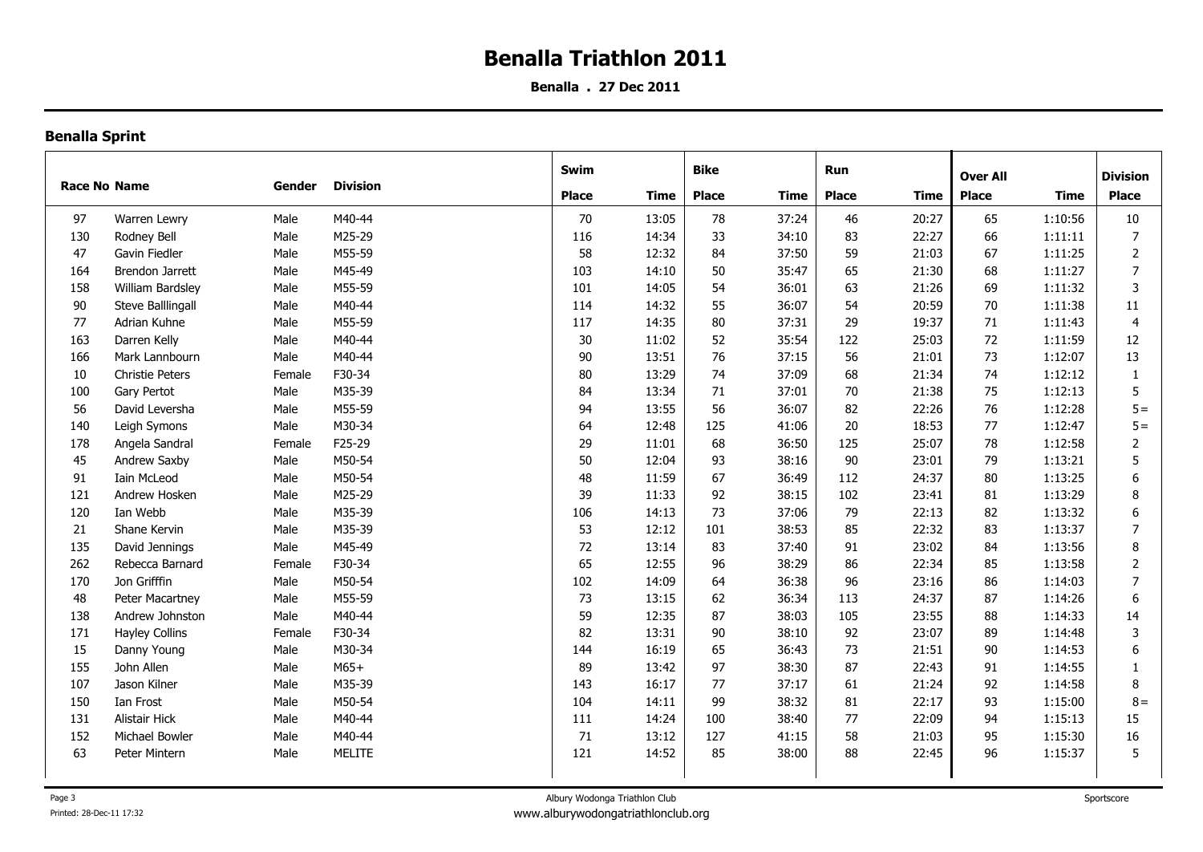# Benalla Triathlon 2011

**Benalla . 27 Dec 2011**

## Benalla Sprint

| Race No | Name | Gender | Division | Swim | | Bike | | Run | | Over All | | Division |
|---|---|---|---|---|---|---|---|---|---|---|---|---|
| | | | | Place | Time | Place | Time | Place | Time | Place | Time | Place |
| 97 | Warren Lewry | Male | M40-44 | 70 | 13:05 | 78 | 37:24 | 46 | 20:27 | 65 | 1:10:56 | 10 |
| 130 | Rodney Bell | Male | M25-29 | 116 | 14:34 | 33 | 34:10 | 83 | 22:27 | 66 | 1:11:11 | 7 |
| 47 | Gavin Fiedler | Male | M55-59 | 58 | 12:32 | 84 | 37:50 | 59 | 21:03 | 67 | 1:11:25 | 2 |
| 164 | Brendon Jarrett | Male | M45-49 | 103 | 14:10 | 50 | 35:47 | 65 | 21:30 | 68 | 1:11:27 | 7 |
| 158 | William Bardsley | Male | M55-59 | 101 | 14:05 | 54 | 36:01 | 63 | 21:26 | 69 | 1:11:32 | 3 |
| 90 | Steve Balllingall | Male | M40-44 | 114 | 14:32 | 55 | 36:07 | 54 | 20:59 | 70 | 1:11:38 | 11 |
| 77 | Adrian Kuhne | Male | M55-59 | 117 | 14:35 | 80 | 37:31 | 29 | 19:37 | 71 | 1:11:43 | 4 |
| 163 | Darren Kelly | Male | M40-44 | 30 | 11:02 | 52 | 35:54 | 122 | 25:03 | 72 | 1:11:59 | 12 |
| 166 | Mark Lannbourn | Male | M40-44 | 90 | 13:51 | 76 | 37:15 | 56 | 21:01 | 73 | 1:12:07 | 13 |
| 10 | Christie Peters | Female | F30-34 | 80 | 13:29 | 74 | 37:09 | 68 | 21:34 | 74 | 1:12:12 | 1 |
| 100 | Gary Pertot | Male | M35-39 | 84 | 13:34 | 71 | 37:01 | 70 | 21:38 | 75 | 1:12:13 | 5 |
| 56 | David Leversha | Male | M55-59 | 94 | 13:55 | 56 | 36:07 | 82 | 22:26 | 76 | 1:12:28 | 5 = |
| 140 | Leigh Symons | Male | M30-34 | 64 | 12:48 | 125 | 41:06 | 20 | 18:53 | 77 | 1:12:47 | 5 = |
| 178 | Angela Sandral | Female | F25-29 | 29 | 11:01 | 68 | 36:50 | 125 | 25:07 | 78 | 1:12:58 | 2 |
| 45 | Andrew Saxby | Male | M50-54 | 50 | 12:04 | 93 | 38:16 | 90 | 23:01 | 79 | 1:13:21 | 5 |
| 91 | Iain McLeod | Male | M50-54 | 48 | 11:59 | 67 | 36:49 | 112 | 24:37 | 80 | 1:13:25 | 6 |
| 121 | Andrew Hosken | Male | M25-29 | 39 | 11:33 | 92 | 38:15 | 102 | 23:41 | 81 | 1:13:29 | 8 |
| 120 | Ian Webb | Male | M35-39 | 106 | 14:13 | 73 | 37:06 | 79 | 22:13 | 82 | 1:13:32 | 6 |
| 21 | Shane Kervin | Male | M35-39 | 53 | 12:12 | 101 | 38:53 | 85 | 22:32 | 83 | 1:13:37 | 7 |
| 135 | David Jennings | Male | M45-49 | 72 | 13:14 | 83 | 37:40 | 91 | 23:02 | 84 | 1:13:56 | 8 |
| 262 | Rebecca Barnard | Female | F30-34 | 65 | 12:55 | 96 | 38:29 | 86 | 22:34 | 85 | 1:13:58 | 2 |
| 170 | Jon Grifffin | Male | M50-54 | 102 | 14:09 | 64 | 36:38 | 96 | 23:16 | 86 | 1:14:03 | 7 |
| 48 | Peter Macartney | Male | M55-59 | 73 | 13:15 | 62 | 36:34 | 113 | 24:37 | 87 | 1:14:26 | 6 |
| 138 | Andrew Johnston | Male | M40-44 | 59 | 12:35 | 87 | 38:03 | 105 | 23:55 | 88 | 1:14:33 | 14 |
| 171 | Hayley Collins | Female | F30-34 | 82 | 13:31 | 90 | 38:10 | 92 | 23:07 | 89 | 1:14:48 | 3 |
| 15 | Danny Young | Male | M30-34 | 144 | 16:19 | 65 | 36:43 | 73 | 21:51 | 90 | 1:14:53 | 6 |
| 155 | John Allen | Male | M65+ | 89 | 13:42 | 97 | 38:30 | 87 | 22:43 | 91 | 1:14:55 | 1 |
| 107 | Jason Kilner | Male | M35-39 | 143 | 16:17 | 77 | 37:17 | 61 | 21:24 | 92 | 1:14:58 | 8 |
| 150 | Ian Frost | Male | M50-54 | 104 | 14:11 | 99 | 38:32 | 81 | 22:17 | 93 | 1:15:00 | 8 = |
| 131 | Alistair Hick | Male | M40-44 | 111 | 14:24 | 100 | 38:40 | 77 | 22:09 | 94 | 1:15:13 | 15 |
| 152 | Michael Bowler | Male | M40-44 | 71 | 13:12 | 127 | 41:15 | 58 | 21:03 | 95 | 1:15:30 | 16 |
| 63 | Peter Mintern | Male | MELITE | 121 | 14:52 | 85 | 38:00 | 88 | 22:45 | 96 | 1:15:37 | 5 |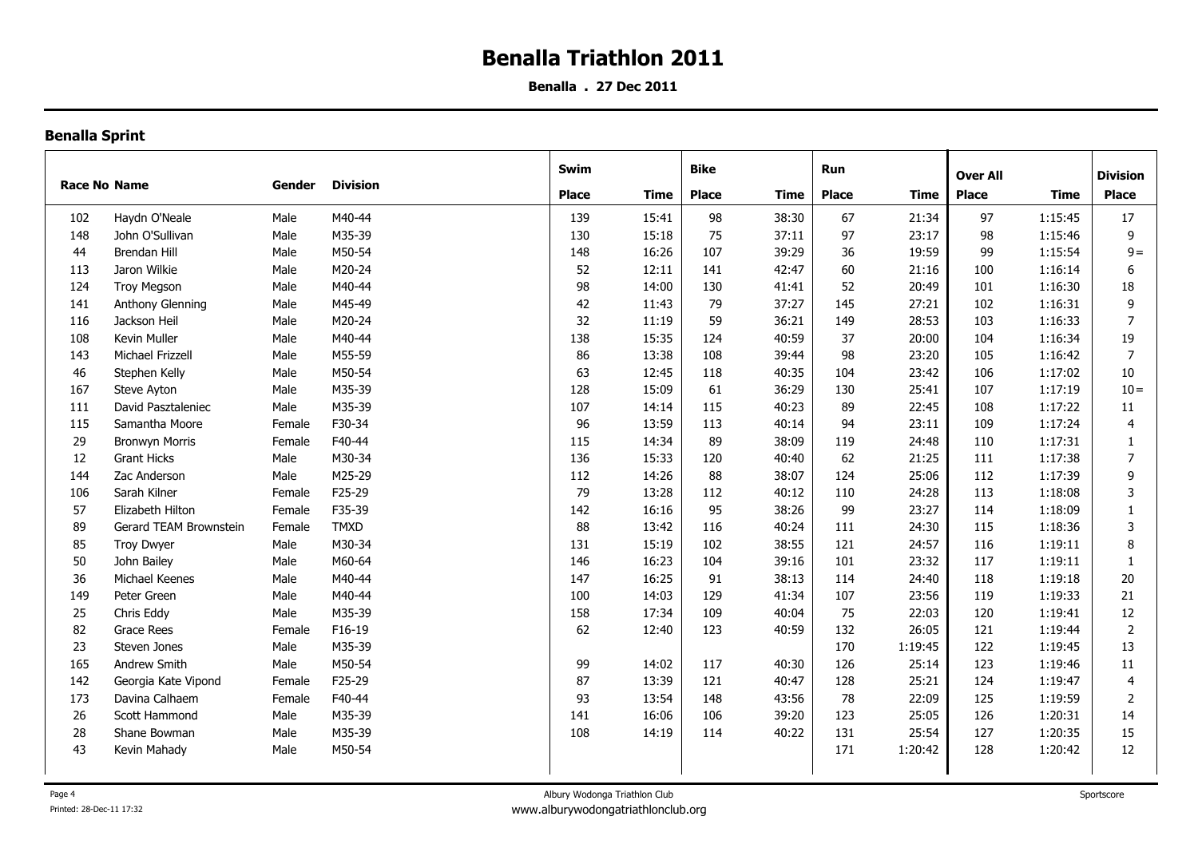# Benalla Triathlon 2011

**Benalla . 27 Dec 2011**

### Benalla Sprint

| Race No | Name | Gender | Division | Swim Place | Swim Time | Bike Place | Bike Time | Run Place | Run Time | Over All Place | Over All Time | Division Place |
|---|---|---|---|---|---|---|---|---|---|---|---|---|
| 102 | Haydn O'Neale | Male | M40-44 | 139 | 15:41 | 98 | 38:30 | 67 | 21:34 | 97 | 1:15:45 | 17 |
| 148 | John O'Sullivan | Male | M35-39 | 130 | 15:18 | 75 | 37:11 | 97 | 23:17 | 98 | 1:15:46 | 9 |
| 44 | Brendan Hill | Male | M50-54 | 148 | 16:26 | 107 | 39:29 | 36 | 19:59 | 99 | 1:15:54 | 9 = |
| 113 | Jaron Wilkie | Male | M20-24 | 52 | 12:11 | 141 | 42:47 | 60 | 21:16 | 100 | 1:16:14 | 6 |
| 124 | Troy Megson | Male | M40-44 | 98 | 14:00 | 130 | 41:41 | 52 | 20:49 | 101 | 1:16:30 | 18 |
| 141 | Anthony Glenning | Male | M45-49 | 42 | 11:43 | 79 | 37:27 | 145 | 27:21 | 102 | 1:16:31 | 9 |
| 116 | Jackson Heil | Male | M20-24 | 32 | 11:19 | 59 | 36:21 | 149 | 28:53 | 103 | 1:16:33 | 7 |
| 108 | Kevin Muller | Male | M40-44 | 138 | 15:35 | 124 | 40:59 | 37 | 20:00 | 104 | 1:16:34 | 19 |
| 143 | Michael Frizzell | Male | M55-59 | 86 | 13:38 | 108 | 39:44 | 98 | 23:20 | 105 | 1:16:42 | 7 |
| 46 | Stephen Kelly | Male | M50-54 | 63 | 12:45 | 118 | 40:35 | 104 | 23:42 | 106 | 1:17:02 | 10 |
| 167 | Steve Ayton | Male | M35-39 | 128 | 15:09 | 61 | 36:29 | 130 | 25:41 | 107 | 1:17:19 | 10 = |
| 111 | David Pasztaleniec | Male | M35-39 | 107 | 14:14 | 115 | 40:23 | 89 | 22:45 | 108 | 1:17:22 | 11 |
| 115 | Samantha Moore | Female | F30-34 | 96 | 13:59 | 113 | 40:14 | 94 | 23:11 | 109 | 1:17:24 | 4 |
| 29 | Bronwyn Morris | Female | F40-44 | 115 | 14:34 | 89 | 38:09 | 119 | 24:48 | 110 | 1:17:31 | 1 |
| 12 | Grant Hicks | Male | M30-34 | 136 | 15:33 | 120 | 40:40 | 62 | 21:25 | 111 | 1:17:38 | 7 |
| 144 | Zac Anderson | Male | M25-29 | 112 | 14:26 | 88 | 38:07 | 124 | 25:06 | 112 | 1:17:39 | 9 |
| 106 | Sarah Kilner | Female | F25-29 | 79 | 13:28 | 112 | 40:12 | 110 | 24:28 | 113 | 1:18:08 | 3 |
| 57 | Elizabeth Hilton | Female | F35-39 | 142 | 16:16 | 95 | 38:26 | 99 | 23:27 | 114 | 1:18:09 | 1 |
| 89 | Gerard TEAM Brownstein | Female | TMXD | 88 | 13:42 | 116 | 40:24 | 111 | 24:30 | 115 | 1:18:36 | 3 |
| 85 | Troy Dwyer | Male | M30-34 | 131 | 15:19 | 102 | 38:55 | 121 | 24:57 | 116 | 1:19:11 | 8 |
| 50 | John Bailey | Male | M60-64 | 146 | 16:23 | 104 | 39:16 | 101 | 23:32 | 117 | 1:19:11 | 1 |
| 36 | Michael Keenes | Male | M40-44 | 147 | 16:25 | 91 | 38:13 | 114 | 24:40 | 118 | 1:19:18 | 20 |
| 149 | Peter Green | Male | M40-44 | 100 | 14:03 | 129 | 41:34 | 107 | 23:56 | 119 | 1:19:33 | 21 |
| 25 | Chris Eddy | Male | M35-39 | 158 | 17:34 | 109 | 40:04 | 75 | 22:03 | 120 | 1:19:41 | 12 |
| 82 | Grace Rees | Female | F16-19 | 62 | 12:40 | 123 | 40:59 | 132 | 26:05 | 121 | 1:19:44 | 2 |
| 23 | Steven Jones | Male | M35-39 | | | | | 170 | 1:19:45 | 122 | 1:19:45 | 13 |
| 165 | Andrew Smith | Male | M50-54 | 99 | 14:02 | 117 | 40:30 | 126 | 25:14 | 123 | 1:19:46 | 11 |
| 142 | Georgia Kate Vipond | Female | F25-29 | 87 | 13:39 | 121 | 40:47 | 128 | 25:21 | 124 | 1:19:47 | 4 |
| 173 | Davina Calhaem | Female | F40-44 | 93 | 13:54 | 148 | 43:56 | 78 | 22:09 | 125 | 1:19:59 | 2 |
| 26 | Scott Hammond | Male | M35-39 | 141 | 16:06 | 106 | 39:20 | 123 | 25:05 | 126 | 1:20:31 | 14 |
| 28 | Shane Bowman | Male | M35-39 | 108 | 14:19 | 114 | 40:22 | 131 | 25:54 | 127 | 1:20:35 | 15 |
| 43 | Kevin Mahady | Male | M50-54 | | | | | 171 | 1:20:42 | 128 | 1:20:42 | 12 |

Albury Wodonga Triathlon Club
www.alburywodongatriathlonclub.org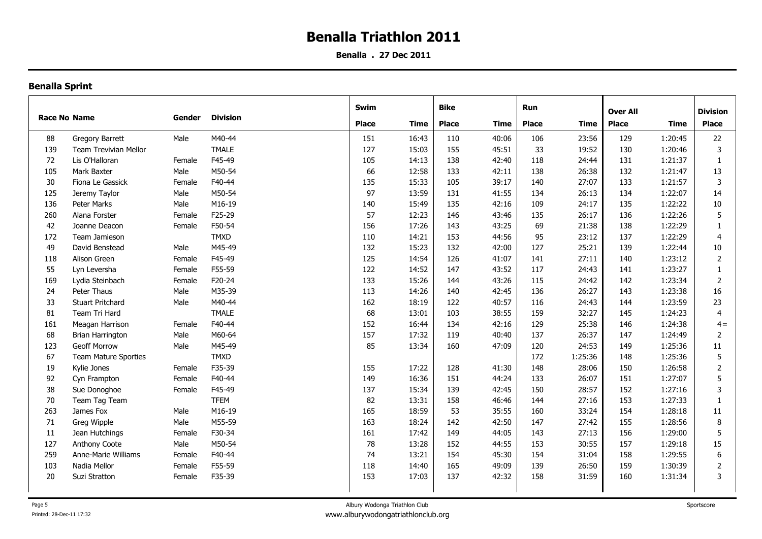# Benalla Triathlon 2011

**Benalla . 27 Dec 2011**

## Benalla Sprint

| Race No | Name | Gender | Division | Swim Place | Swim Time | Bike Place | Bike Time | Run Place | Run Time | Over All Place | Over All Time | Division Place |
|---|---|---|---|---|---|---|---|---|---|---|---|---|
| 88 | Gregory Barrett | Male | M40-44 | 151 | 16:43 | 110 | 40:06 | 106 | 23:56 | 129 | 1:20:45 | 22 |
| 139 | Team Trevivian Mellor | | TMALE | 127 | 15:03 | 155 | 45:51 | 33 | 19:52 | 130 | 1:20:46 | 3 |
| 72 | Lis O'Halloran | Female | F45-49 | 105 | 14:13 | 138 | 42:40 | 118 | 24:44 | 131 | 1:21:37 | 1 |
| 105 | Mark Baxter | Male | M50-54 | 66 | 12:58 | 133 | 42:11 | 138 | 26:38 | 132 | 1:21:47 | 13 |
| 30 | Fiona Le Gassick | Female | F40-44 | 135 | 15:33 | 105 | 39:17 | 140 | 27:07 | 133 | 1:21:57 | 3 |
| 125 | Jeremy Taylor | Male | M50-54 | 97 | 13:59 | 131 | 41:55 | 134 | 26:13 | 134 | 1:22:07 | 14 |
| 136 | Peter Marks | Male | M16-19 | 140 | 15:49 | 135 | 42:16 | 109 | 24:17 | 135 | 1:22:22 | 10 |
| 260 | Alana Forster | Female | F25-29 | 57 | 12:23 | 146 | 43:46 | 135 | 26:17 | 136 | 1:22:26 | 5 |
| 42 | Joanne Deacon | Female | F50-54 | 156 | 17:26 | 143 | 43:25 | 69 | 21:38 | 138 | 1:22:29 | 1 |
| 172 | Team Jamieson | | TMXD | 110 | 14:21 | 153 | 44:56 | 95 | 23:12 | 137 | 1:22:29 | 4 |
| 49 | David Benstead | Male | M45-49 | 132 | 15:23 | 132 | 42:00 | 127 | 25:21 | 139 | 1:22:44 | 10 |
| 118 | Alison Green | Female | F45-49 | 125 | 14:54 | 126 | 41:07 | 141 | 27:11 | 140 | 1:23:12 | 2 |
| 55 | Lyn Leversha | Female | F55-59 | 122 | 14:52 | 147 | 43:52 | 117 | 24:43 | 141 | 1:23:27 | 1 |
| 169 | Lydia Steinbach | Female | F20-24 | 133 | 15:26 | 144 | 43:26 | 115 | 24:42 | 142 | 1:23:34 | 2 |
| 24 | Peter Thaus | Male | M35-39 | 113 | 14:26 | 140 | 42:45 | 136 | 26:27 | 143 | 1:23:38 | 16 |
| 33 | Stuart Pritchard | Male | M40-44 | 162 | 18:19 | 122 | 40:57 | 116 | 24:43 | 144 | 1:23:59 | 23 |
| 81 | Team Tri Hard | | TMALE | 68 | 13:01 | 103 | 38:55 | 159 | 32:27 | 145 | 1:24:23 | 4 |
| 161 | Meagan Harrison | Female | F40-44 | 152 | 16:44 | 134 | 42:16 | 129 | 25:38 | 146 | 1:24:38 | 4= |
| 68 | Brian Harrington | Male | M60-64 | 157 | 17:32 | 119 | 40:40 | 137 | 26:37 | 147 | 1:24:49 | 2 |
| 123 | Geoff Morrow | Male | M45-49 | 85 | 13:34 | 160 | 47:09 | 120 | 24:53 | 149 | 1:25:36 | 11 |
| 67 | Team Mature Sporties | | TMXD | | | | | 172 | 1:25:36 | 148 | 1:25:36 | 5 |
| 19 | Kylie Jones | Female | F35-39 | 155 | 17:22 | 128 | 41:30 | 148 | 28:06 | 150 | 1:26:58 | 2 |
| 92 | Cyn Frampton | Female | F40-44 | 149 | 16:36 | 151 | 44:24 | 133 | 26:07 | 151 | 1:27:07 | 5 |
| 38 | Sue Donoghoe | Female | F45-49 | 137 | 15:34 | 139 | 42:45 | 150 | 28:57 | 152 | 1:27:16 | 3 |
| 70 | Team Tag Team | | TFEM | 82 | 13:31 | 158 | 46:46 | 144 | 27:16 | 153 | 1:27:33 | 1 |
| 263 | James Fox | Male | M16-19 | 165 | 18:59 | 53 | 35:55 | 160 | 33:24 | 154 | 1:28:18 | 11 |
| 71 | Greg Wipple | Male | M55-59 | 163 | 18:24 | 142 | 42:50 | 147 | 27:42 | 155 | 1:28:56 | 8 |
| 11 | Jean Hutchings | Female | F30-34 | 161 | 17:42 | 149 | 44:05 | 143 | 27:13 | 156 | 1:29:00 | 5 |
| 127 | Anthony Coote | Male | M50-54 | 78 | 13:28 | 152 | 44:55 | 153 | 30:55 | 157 | 1:29:18 | 15 |
| 259 | Anne-Marie Williams | Female | F40-44 | 74 | 13:21 | 154 | 45:30 | 154 | 31:04 | 158 | 1:29:55 | 6 |
| 103 | Nadia Mellor | Female | F55-59 | 118 | 14:40 | 165 | 49:09 | 139 | 26:50 | 159 | 1:30:39 | 2 |
| 20 | Suzi Stratton | Female | F35-39 | 153 | 17:03 | 137 | 42:32 | 158 | 31:59 | 160 | 1:31:34 | 3 |

Albury Wodonga Triathlon Club
www.alburywodongatriathlonclub.org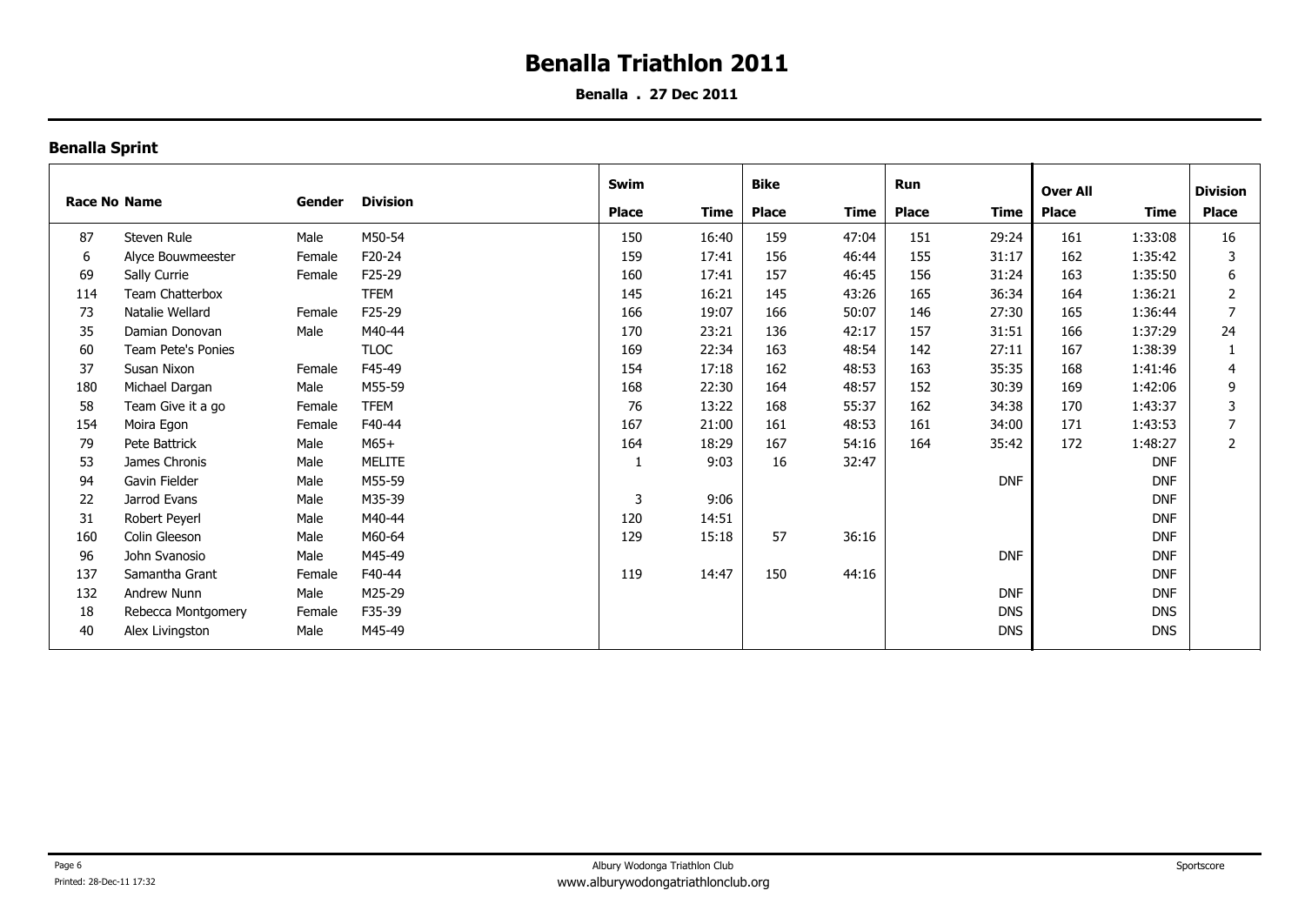# Benalla Triathlon 2011

**Benalla . 27 Dec 2011**

## Benalla Sprint

| Race No | Name | Gender | Division | Swim Place | Swim Time | Bike Place | Bike Time | Run Place | Run Time | Over All Place | Over All Time | Division Place |
|---|---|---|---|---|---|---|---|---|---|---|---|---|
| 87 | Steven Rule | Male | M50-54 | 150 | 16:40 | 159 | 47:04 | 151 | 29:24 | 161 | 1:33:08 | 16 |
| 6 | Alyce Bouwmeester | Female | F20-24 | 159 | 17:41 | 156 | 46:44 | 155 | 31:17 | 162 | 1:35:42 | 3 |
| 69 | Sally Currie | Female | F25-29 | 160 | 17:41 | 157 | 46:45 | 156 | 31:24 | 163 | 1:35:50 | 6 |
| 114 | Team Chatterbox | | TFEM | 145 | 16:21 | 145 | 43:26 | 165 | 36:34 | 164 | 1:36:21 | 2 |
| 73 | Natalie Wellard | Female | F25-29 | 166 | 19:07 | 166 | 50:07 | 146 | 27:30 | 165 | 1:36:44 | 7 |
| 35 | Damian Donovan | Male | M40-44 | 170 | 23:21 | 136 | 42:17 | 157 | 31:51 | 166 | 1:37:29 | 24 |
| 60 | Team Pete's Ponies | | TLOC | 169 | 22:34 | 163 | 48:54 | 142 | 27:11 | 167 | 1:38:39 | 1 |
| 37 | Susan Nixon | Female | F45-49 | 154 | 17:18 | 162 | 48:53 | 163 | 35:35 | 168 | 1:41:46 | 4 |
| 180 | Michael Dargan | Male | M55-59 | 168 | 22:30 | 164 | 48:57 | 152 | 30:39 | 169 | 1:42:06 | 9 |
| 58 | Team Give it a go | Female | TFEM | 76 | 13:22 | 168 | 55:37 | 162 | 34:38 | 170 | 1:43:37 | 3 |
| 154 | Moira Egon | Female | F40-44 | 167 | 21:00 | 161 | 48:53 | 161 | 34:00 | 171 | 1:43:53 | 7 |
| 79 | Pete Battrick | Male | M65+ | 164 | 18:29 | 167 | 54:16 | 164 | 35:42 | 172 | 1:48:27 | 2 |
| 53 | James Chronis | Male | MELITE | 1 | 9:03 | 16 | 32:47 | | | | DNF | |
| 94 | Gavin Fielder | Male | M55-59 | | | | | | DNF | | DNF | |
| 22 | Jarrod Evans | Male | M35-39 | 3 | 9:06 | | | | | | DNF | |
| 31 | Robert Peyerl | Male | M40-44 | 120 | 14:51 | | | | | | DNF | |
| 160 | Colin Gleeson | Male | M60-64 | 129 | 15:18 | 57 | 36:16 | | | | DNF | |
| 96 | John Svanosio | Male | M45-49 | | | | | | DNF | | DNF | |
| 137 | Samantha Grant | Female | F40-44 | 119 | 14:47 | 150 | 44:16 | | | | DNF | |
| 132 | Andrew Nunn | Male | M25-29 | | | | | | DNF | | DNF | |
| 18 | Rebecca Montgomery | Female | F35-39 | | | | | | DNS | | DNS | |
| 40 | Alex Livingston | Male | M45-49 | | | | | | DNS | | DNS | |

Printed: 28-Dec-11 17:32

Albury Wodonga Triathlon Club
www.alburywodongatriathlonclub.org

Sportscore